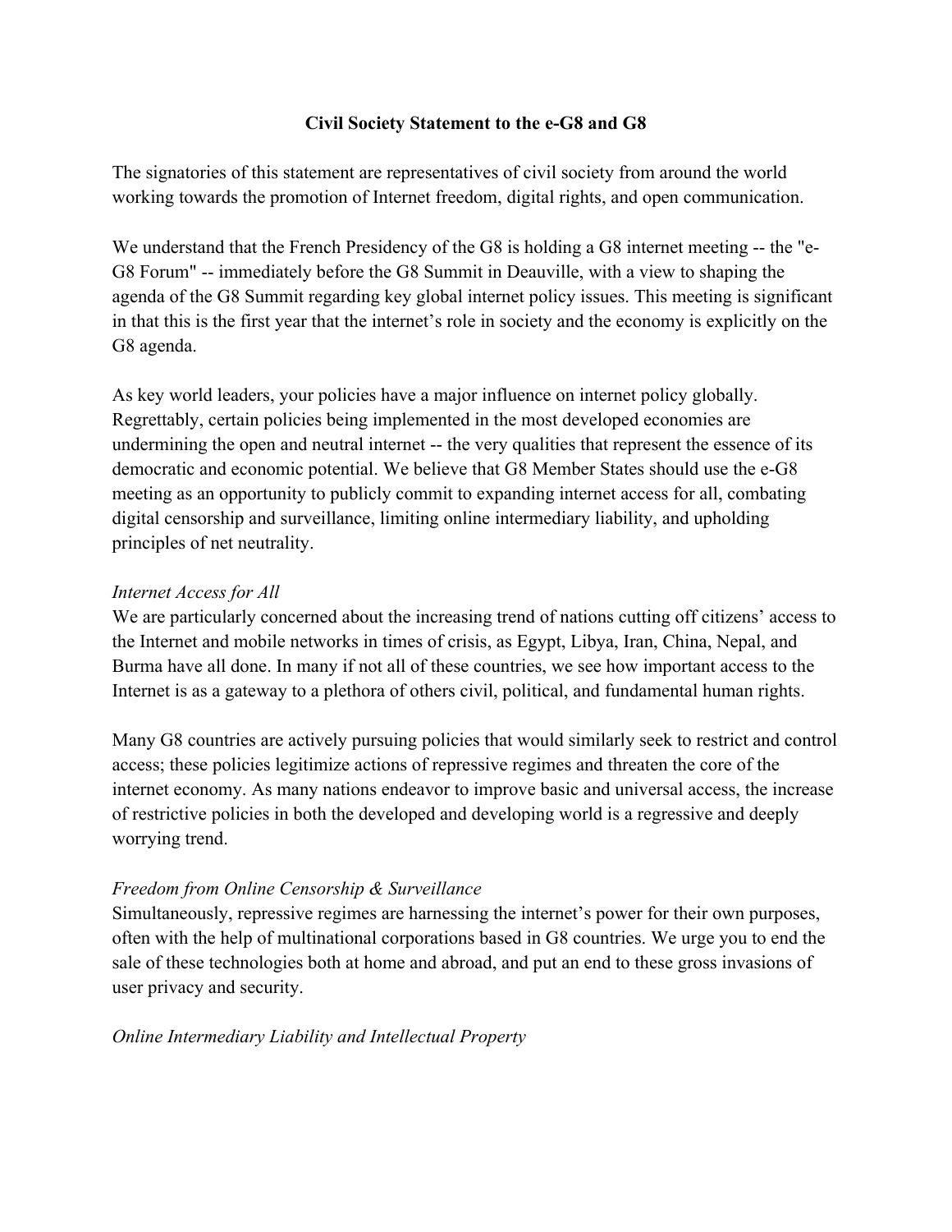**Civil Society Statement to the e-G8 and G8**

The signatories of this statement are representatives of civil society from around the world working towards the promotion of Internet freedom, digital rights, and open communication.

We understand that the French Presidency of the G8 is holding a G8 internet meeting -- the "e-G8 Forum" -- immediately before the G8 Summit in Deauville, with a view to shaping the agenda of the G8 Summit regarding key global internet policy issues. This meeting is significant in that this is the first year that the internet's role in society and the economy is explicitly on the G8 agenda.

As key world leaders, your policies have a major influence on internet policy globally. Regrettably, certain policies being implemented in the most developed economies are undermining the open and neutral internet -- the very qualities that represent the essence of its democratic and economic potential. We believe that G8 Member States should use the e-G8 meeting as an opportunity to publicly commit to expanding internet access for all, combating digital censorship and surveillance, limiting online intermediary liability, and upholding principles of net neutrality.

*Internet Access for All*

We are particularly concerned about the increasing trend of nations cutting off citizens' access to the Internet and mobile networks in times of crisis, as Egypt, Libya, Iran, China, Nepal, and Burma have all done. In many if not all of these countries, we see how important access to the Internet is as a gateway to a plethora of others civil, political, and fundamental human rights.

Many G8 countries are actively pursuing policies that would similarly seek to restrict and control access; these policies legitimize actions of repressive regimes and threaten the core of the internet economy. As many nations endeavor to improve basic and universal access, the increase of restrictive policies in both the developed and developing world is a regressive and deeply worrying trend.

*Freedom from Online Censorship & Surveillance*

Simultaneously, repressive regimes are harnessing the internet's power for their own purposes, often with the help of multinational corporations based in G8 countries. We urge you to end the sale of these technologies both at home and abroad, and put an end to these gross invasions of user privacy and security.

*Online Intermediary Liability and Intellectual Property*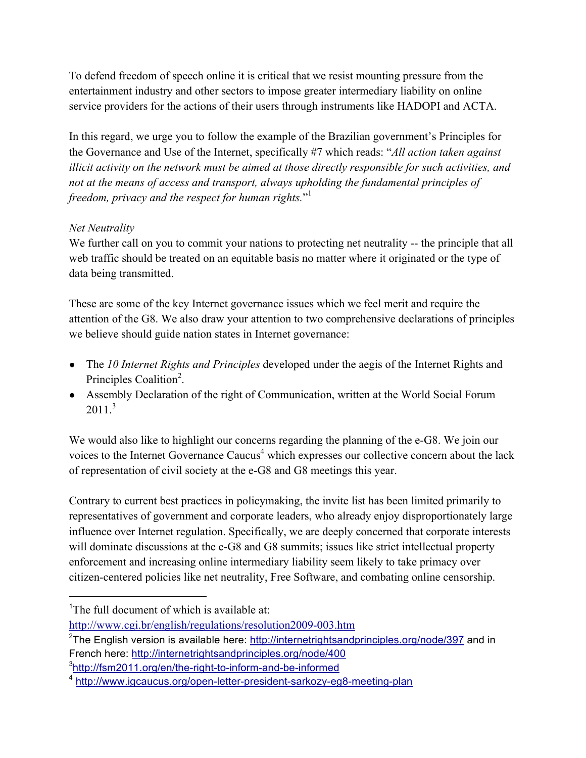To defend freedom of speech online it is critical that we resist mounting pressure from the entertainment industry and other sectors to impose greater intermediary liability on online service providers for the actions of their users through instruments like HADOPI and ACTA.

In this regard, we urge you to follow the example of the Brazilian government's Principles for the Governance and Use of the Internet, specifically #7 which reads: "*All action taken against illicit activity on the network must be aimed at those directly responsible for such activities, and not at the means of access and transport, always upholding the fundamental principles of freedom, privacy and the respect for human rights.*"[1]

*Net Neutrality*

We further call on you to commit your nations to protecting net neutrality -- the principle that all web traffic should be treated on an equitable basis no matter where it originated or the type of data being transmitted.

These are some of the key Internet governance issues which we feel merit and require the attention of the G8. We also draw your attention to two comprehensive declarations of principles we believe should guide nation states in Internet governance:

- The *10 Internet Rights and Principles* developed under the aegis of the Internet Rights and Principles Coalition[2].
- Assembly Declaration of the right of Communication, written at the World Social Forum 2011.[3]

We would also like to highlight our concerns regarding the planning of the e-G8. We join our voices to the Internet Governance Caucus[4] which expresses our collective concern about the lack of representation of civil society at the e-G8 and G8 meetings this year.

Contrary to current best practices in policymaking, the invite list has been limited primarily to representatives of government and corporate leaders, who already enjoy disproportionately large influence over Internet regulation. Specifically, we are deeply concerned that corporate interests will dominate discussions at the e-G8 and G8 summits; issues like strict intellectual property enforcement and increasing online intermediary liability seem likely to take primacy over citizen-centered policies like net neutrality, Free Software, and combating online censorship.

---

[1] The full document of which is available at: http://www.cgi.br/english/regulations/resolution2009-003.htm

[2] The English version is available here: http://internetrightsandprinciples.org/node/397 and in French here: http://internetrightsandprinciples.org/node/400

[3] http://fsm2011.org/en/the-right-to-inform-and-be-informed

[4] http://www.igcaucus.org/open-letter-president-sarkozy-eg8-meeting-plan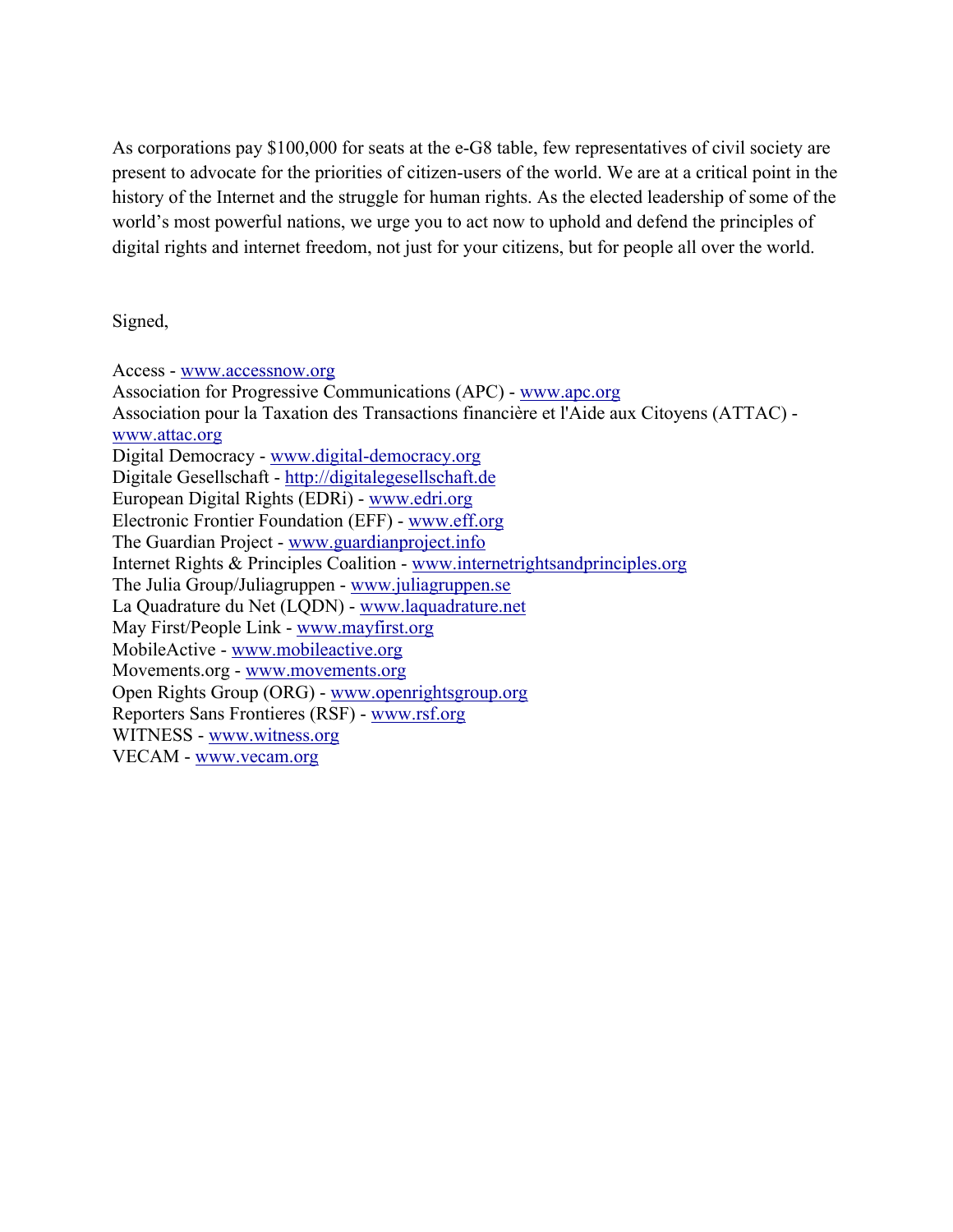As corporations pay $100,000 for seats at the e-G8 table, few representatives of civil society are present to advocate for the priorities of citizen-users of the world. We are at a critical point in the history of the Internet and the struggle for human rights. As the elected leadership of some of the world's most powerful nations, we urge you to act now to uphold and defend the principles of digital rights and internet freedom, not just for your citizens, but for people all over the world.

Signed,

Access - www.accessnow.org
Association for Progressive Communications (APC) - www.apc.org
Association pour la Taxation des Transactions financière et l'Aide aux Citoyens (ATTAC) - www.attac.org
Digital Democracy - www.digital-democracy.org
Digitale Gesellschaft - http://digitalegesellschaft.de
European Digital Rights (EDRi) - www.edri.org
Electronic Frontier Foundation (EFF) - www.eff.org
The Guardian Project - www.guardianproject.info
Internet Rights & Principles Coalition - www.internetrightsandprinciples.org
The Julia Group/Juliagruppen - www.juliagruppen.se
La Quadrature du Net (LQDN) - www.laquadrature.net
May First/People Link - www.mayfirst.org
MobileActive - www.mobileactive.org
Movements.org - www.movements.org
Open Rights Group (ORG) - www.openrightsgroup.org
Reporters Sans Frontieres (RSF) - www.rsf.org
WITNESS - www.witness.org
VECAM - www.vecam.org